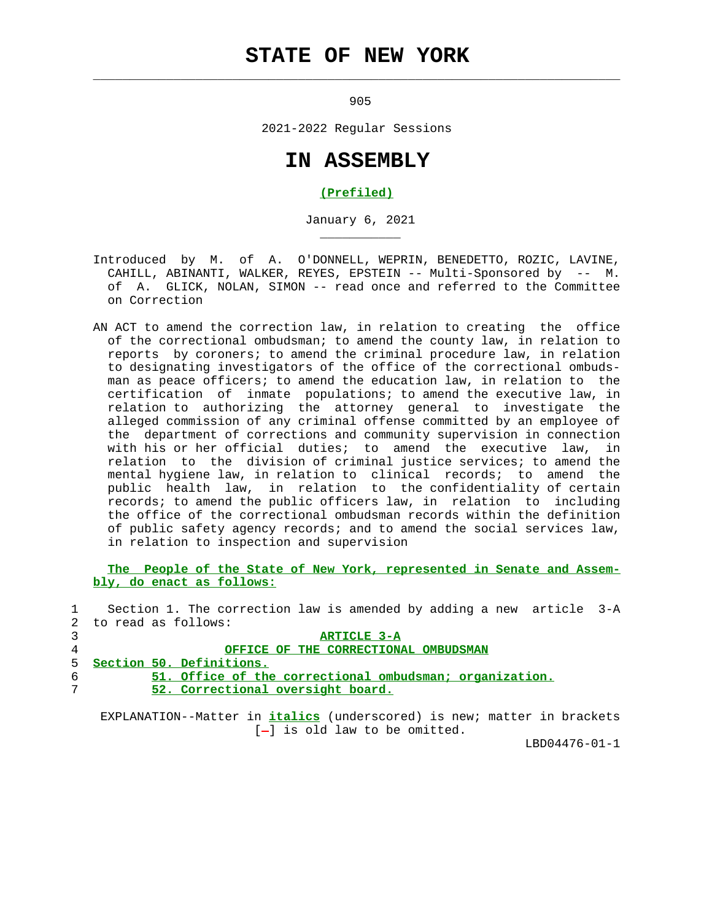# STATE OF NEW YORK

905

2021-2022 Regular Sessions

# IN ASSEMBLY

**(Prefiled)**

January 6, 2021

Introduced by M. of A. O'DONNELL, WEPRIN, BENEDETTO, ROZIC, LAVINE, CAHILL, ABINANTI, WALKER, REYES, EPSTEIN -- Multi-Sponsored by -- M. of A. GLICK, NOLAN, SIMON -- read once and referred to the Committee on Correction

AN ACT to amend the correction law, in relation to creating the office of the correctional ombudsman; to amend the county law, in relation to reports by coroners; to amend the criminal procedure law, in relation to designating investigators of the office of the correctional ombudsman as peace officers; to amend the education law, in relation to the certification of inmate populations; to amend the executive law, in relation to authorizing the attorney general to investigate the alleged commission of any criminal offense committed by an employee of the department of corrections and community supervision in connection with his or her official duties; to amend the executive law, in relation to the division of criminal justice services; to amend the mental hygiene law, in relation to clinical records; to amend the public health law, in relation to the confidentiality of certain records; to amend the public officers law, in relation to including the office of the correctional ombudsman records within the definition of public safety agency records; and to amend the social services law, in relation to inspection and supervision

**The People of the State of New York, represented in Senate and Assembly, do enact as follows:**

1 Section 1. The correction law is amended by adding a new article 3-A
2 to read as follows:
3 **ARTICLE 3-A**
4 **OFFICE OF THE CORRECTIONAL OMBUDSMAN**
5 **Section 50. Definitions.**
6 **51. Office of the correctional ombudsman; organization.**
7 **52. Correctional oversight board.**

EXPLANATION--Matter in ***italics*** (underscored) is new; matter in brackets [-] is old law to be omitted.

LBD04476-01-1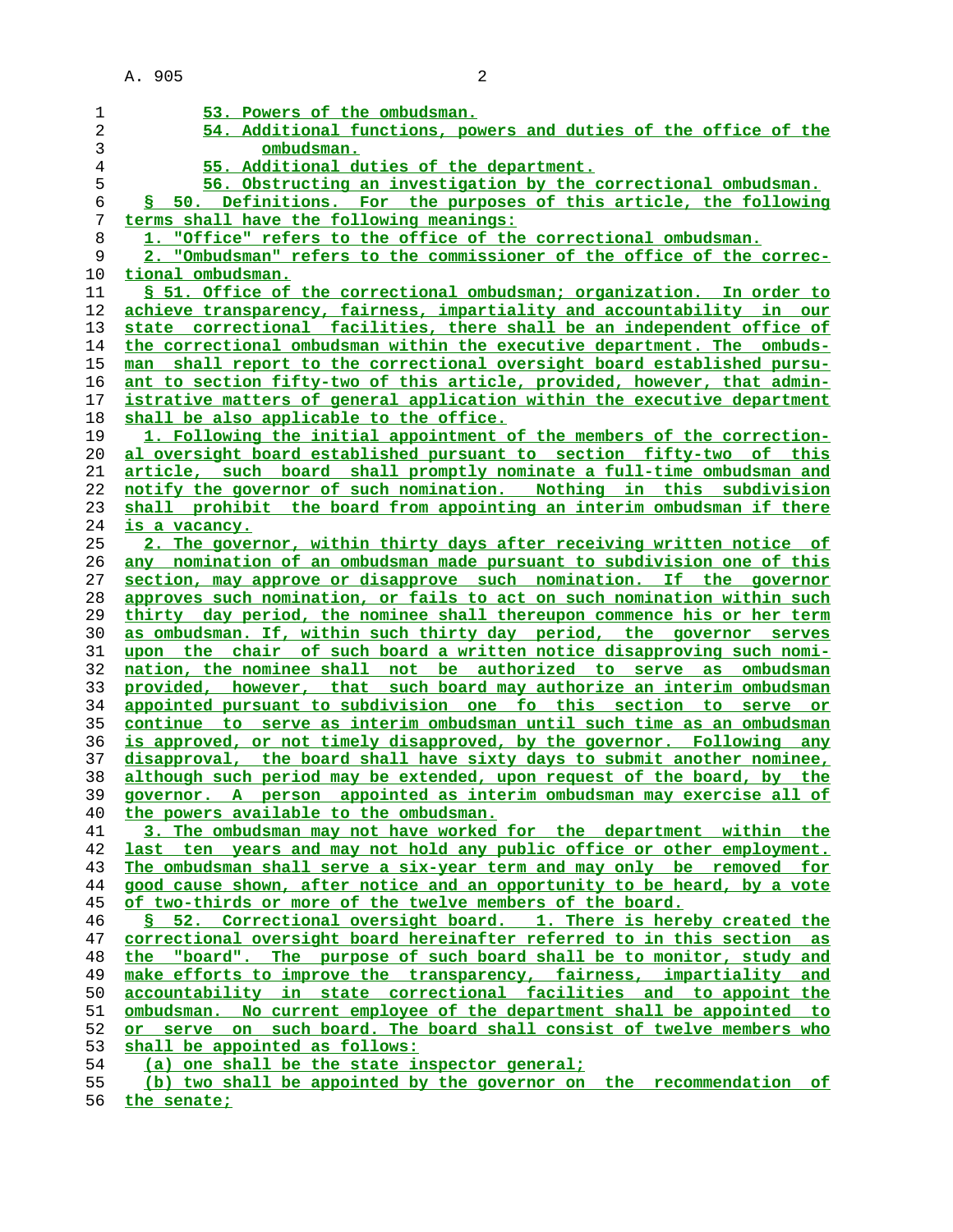53. Powers of the ombudsman.

54. Additional functions, powers and duties of the office of the ombudsman.

55. Additional duties of the department.

56. Obstructing an investigation by the correctional ombudsman.

§ 50. Definitions. For the purposes of this article, the following terms shall have the following meanings:

1. "Office" refers to the office of the correctional ombudsman.

2. "Ombudsman" refers to the commissioner of the office of the correctional ombudsman.

§ 51. Office of the correctional ombudsman; organization. In order to achieve transparency, fairness, impartiality and accountability in our state correctional facilities, there shall be an independent office of the correctional ombudsman within the executive department. The ombudsman shall report to the correctional oversight board established pursuant to section fifty-two of this article, provided, however, that administrative matters of general application within the executive department shall be also applicable to the office.

1. Following the initial appointment of the members of the correctional oversight board established pursuant to section fifty-two of this article, such board shall promptly nominate a full-time ombudsman and notify the governor of such nomination. Nothing in this subdivision shall prohibit the board from appointing an interim ombudsman if there is a vacancy.

2. The governor, within thirty days after receiving written notice of any nomination of an ombudsman made pursuant to subdivision one of this section, may approve or disapprove such nomination. If the governor approves such nomination, or fails to act on such nomination within such thirty day period, the nominee shall thereupon commence his or her term as ombudsman. If, within such thirty day period, the governor serves upon the chair of such board a written notice disapproving such nomination, the nominee shall not be authorized to serve as ombudsman provided, however, that such board may authorize an interim ombudsman appointed pursuant to subdivision one fo this section to serve or continue to serve as interim ombudsman until such time as an ombudsman is approved, or not timely disapproved, by the governor. Following any disapproval, the board shall have sixty days to submit another nominee, although such period may be extended, upon request of the board, by the governor. A person appointed as interim ombudsman may exercise all of the powers available to the ombudsman.

3. The ombudsman may not have worked for the department within the last ten years and may not hold any public office or other employment. The ombudsman shall serve a six-year term and may only be removed for good cause shown, after notice and an opportunity to be heard, by a vote of two-thirds or more of the twelve members of the board.

§ 52. Correctional oversight board. 1. There is hereby created the correctional oversight board hereinafter referred to in this section as the "board". The purpose of such board shall be to monitor, study and make efforts to improve the transparency, fairness, impartiality and accountability in state correctional facilities and to appoint the ombudsman. No current employee of the department shall be appointed to or serve on such board. The board shall consist of twelve members who shall be appointed as follows:

(a) one shall be the state inspector general;

(b) two shall be appointed by the governor on the recommendation of the senate;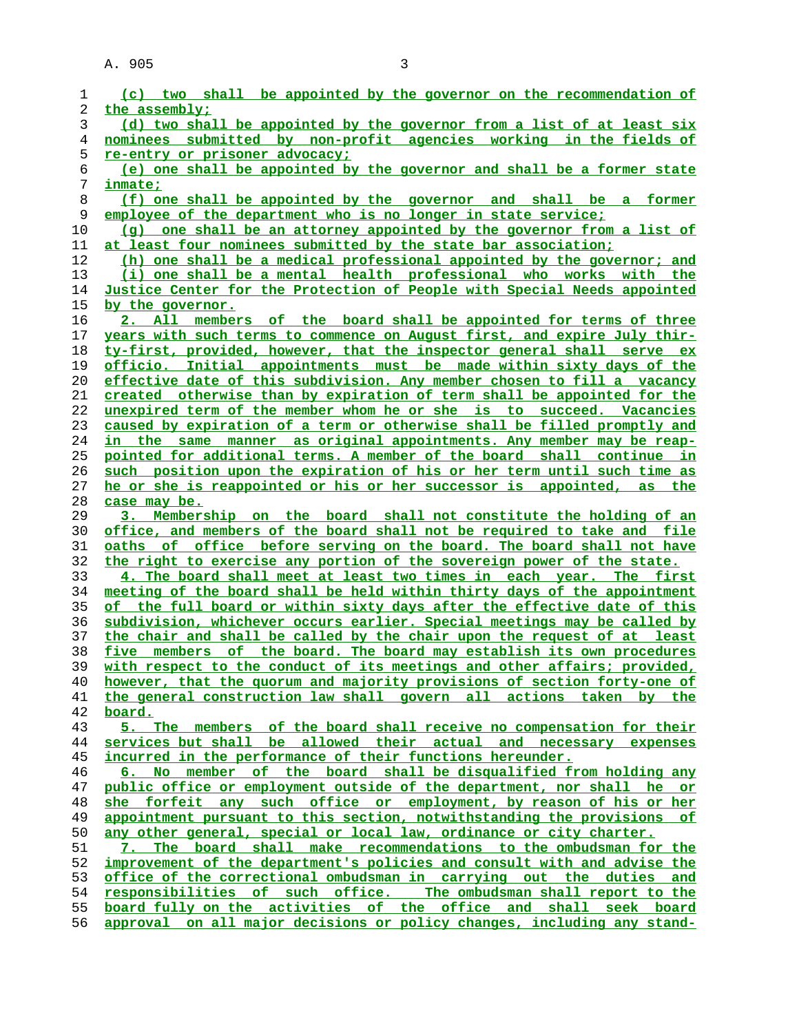(c) two shall be appointed by the governor on the recommendation of the assembly;

(d) two shall be appointed by the governor from a list of at least six nominees submitted by non-profit agencies working in the fields of re-entry or prisoner advocacy;

(e) one shall be appointed by the governor and shall be a former state inmate;

(f) one shall be appointed by the governor and shall be a former employee of the department who is no longer in state service;

(g) one shall be an attorney appointed by the governor from a list of at least four nominees submitted by the state bar association;

(h) one shall be a medical professional appointed by the governor; and

(i) one shall be a mental health professional who works with the Justice Center for the Protection of People with Special Needs appointed by the governor.

2. All members of the board shall be appointed for terms of three years with such terms to commence on August first, and expire July thirty-first, provided, however, that the inspector general shall serve ex officio. Initial appointments must be made within sixty days of the effective date of this subdivision. Any member chosen to fill a vacancy created otherwise than by expiration of term shall be appointed for the unexpired term of the member whom he or she is to succeed. Vacancies caused by expiration of a term or otherwise shall be filled promptly and in the same manner as original appointments. Any member may be reappointed for additional terms. A member of the board shall continue in such position upon the expiration of his or her term until such time as he or she is reappointed or his or her successor is appointed, as the case may be.

3. Membership on the board shall not constitute the holding of an office, and members of the board shall not be required to take and file oaths of office before serving on the board. The board shall not have the right to exercise any portion of the sovereign power of the state.

4. The board shall meet at least two times in each year. The first meeting of the board shall be held within thirty days of the appointment of the full board or within sixty days after the effective date of this subdivision, whichever occurs earlier. Special meetings may be called by the chair and shall be called by the chair upon the request of at least five members of the board. The board may establish its own procedures with respect to the conduct of its meetings and other affairs; provided, however, that the quorum and majority provisions of section forty-one of the general construction law shall govern all actions taken by the board.

5. The members of the board shall receive no compensation for their services but shall be allowed their actual and necessary expenses incurred in the performance of their functions hereunder.

6. No member of the board shall be disqualified from holding any public office or employment outside of the department, nor shall he or she forfeit any such office or employment, by reason of his or her appointment pursuant to this section, notwithstanding the provisions of any other general, special or local law, ordinance or city charter.

7. The board shall make recommendations to the ombudsman for the improvement of the department's policies and consult with and advise the office of the correctional ombudsman in carrying out the duties and responsibilities of such office. The ombudsman shall report to the board fully on the activities of the office and shall seek board approval on all major decisions or policy changes, including any stand-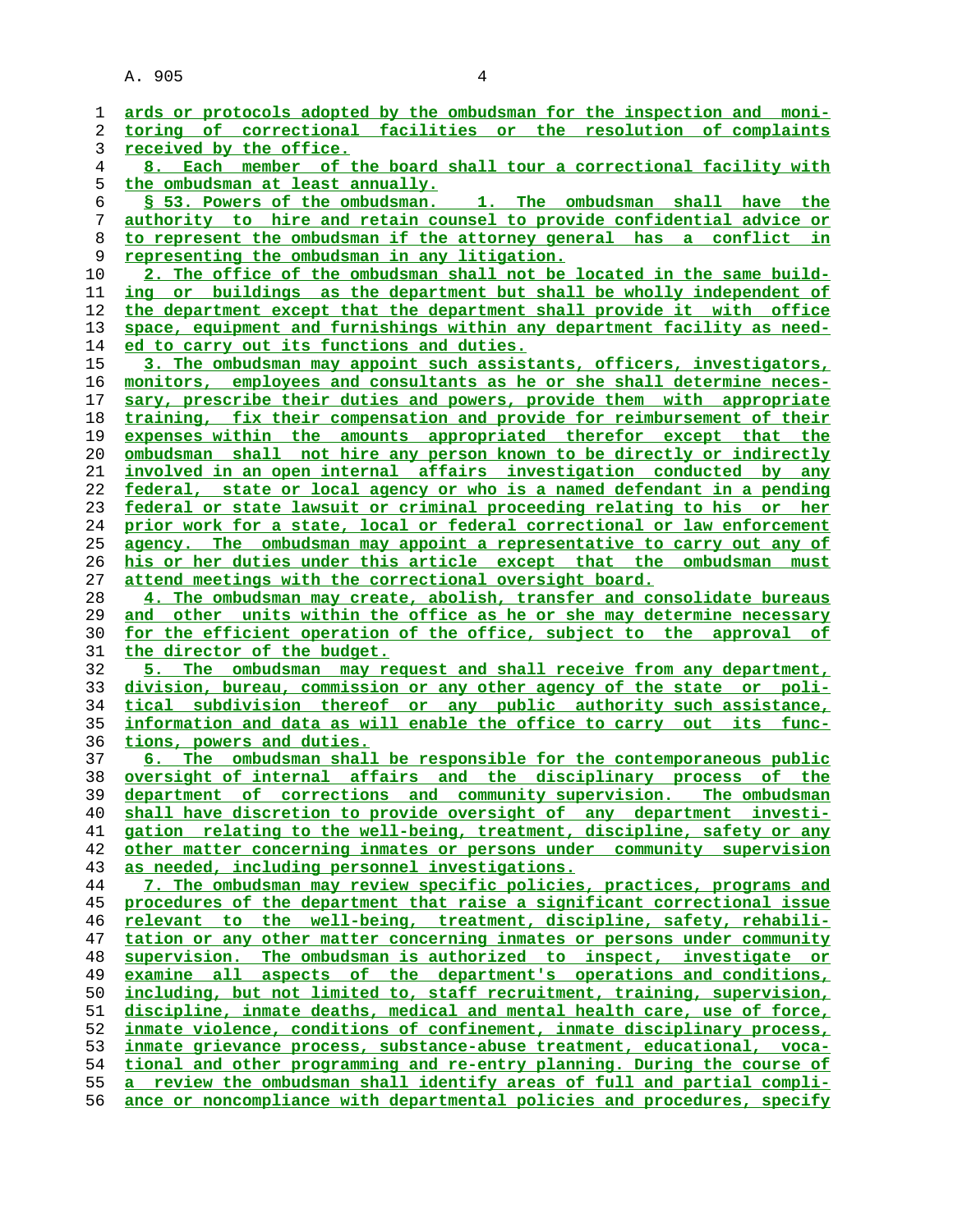ards or protocols adopted by the ombudsman for the inspection and monitoring of correctional facilities or the resolution of complaints received by the office.

8. Each member of the board shall tour a correctional facility with the ombudsman at least annually.

§ 53. Powers of the ombudsman. 1. The ombudsman shall have the authority to hire and retain counsel to provide confidential advice or to represent the ombudsman if the attorney general has a conflict in representing the ombudsman in any litigation.

2. The office of the ombudsman shall not be located in the same building or buildings as the department but shall be wholly independent of the department except that the department shall provide it with office space, equipment and furnishings within any department facility as needed to carry out its functions and duties.

3. The ombudsman may appoint such assistants, officers, investigators, monitors, employees and consultants as he or she shall determine necessary, prescribe their duties and powers, provide them with appropriate training, fix their compensation and provide for reimbursement of their expenses within the amounts appropriated therefor except that the ombudsman shall not hire any person known to be directly or indirectly involved in an open internal affairs investigation conducted by any federal, state or local agency or who is a named defendant in a pending federal or state lawsuit or criminal proceeding relating to his or her prior work for a state, local or federal correctional or law enforcement agency. The ombudsman may appoint a representative to carry out any of his or her duties under this article except that the ombudsman must attend meetings with the correctional oversight board.

4. The ombudsman may create, abolish, transfer and consolidate bureaus and other units within the office as he or she may determine necessary for the efficient operation of the office, subject to the approval of the director of the budget.

5. The ombudsman may request and shall receive from any department, division, bureau, commission or any other agency of the state or political subdivision thereof or any public authority such assistance, information and data as will enable the office to carry out its functions, powers and duties.

6. The ombudsman shall be responsible for the contemporaneous public oversight of internal affairs and the disciplinary process of the department of corrections and community supervision. The ombudsman shall have discretion to provide oversight of any department investigation relating to the well-being, treatment, discipline, safety or any other matter concerning inmates or persons under community supervision as needed, including personnel investigations.

7. The ombudsman may review specific policies, practices, programs and procedures of the department that raise a significant correctional issue relevant to the well-being, treatment, discipline, safety, rehabilitation or any other matter concerning inmates or persons under community supervision. The ombudsman is authorized to inspect, investigate or examine all aspects of the department's operations and conditions, including, but not limited to, staff recruitment, training, supervision, discipline, inmate deaths, medical and mental health care, use of force, inmate violence, conditions of confinement, inmate disciplinary process, inmate grievance process, substance-abuse treatment, educational, vocational and other programming and re-entry planning. During the course of a review the ombudsman shall identify areas of full and partial compliance or noncompliance with departmental policies and procedures, specify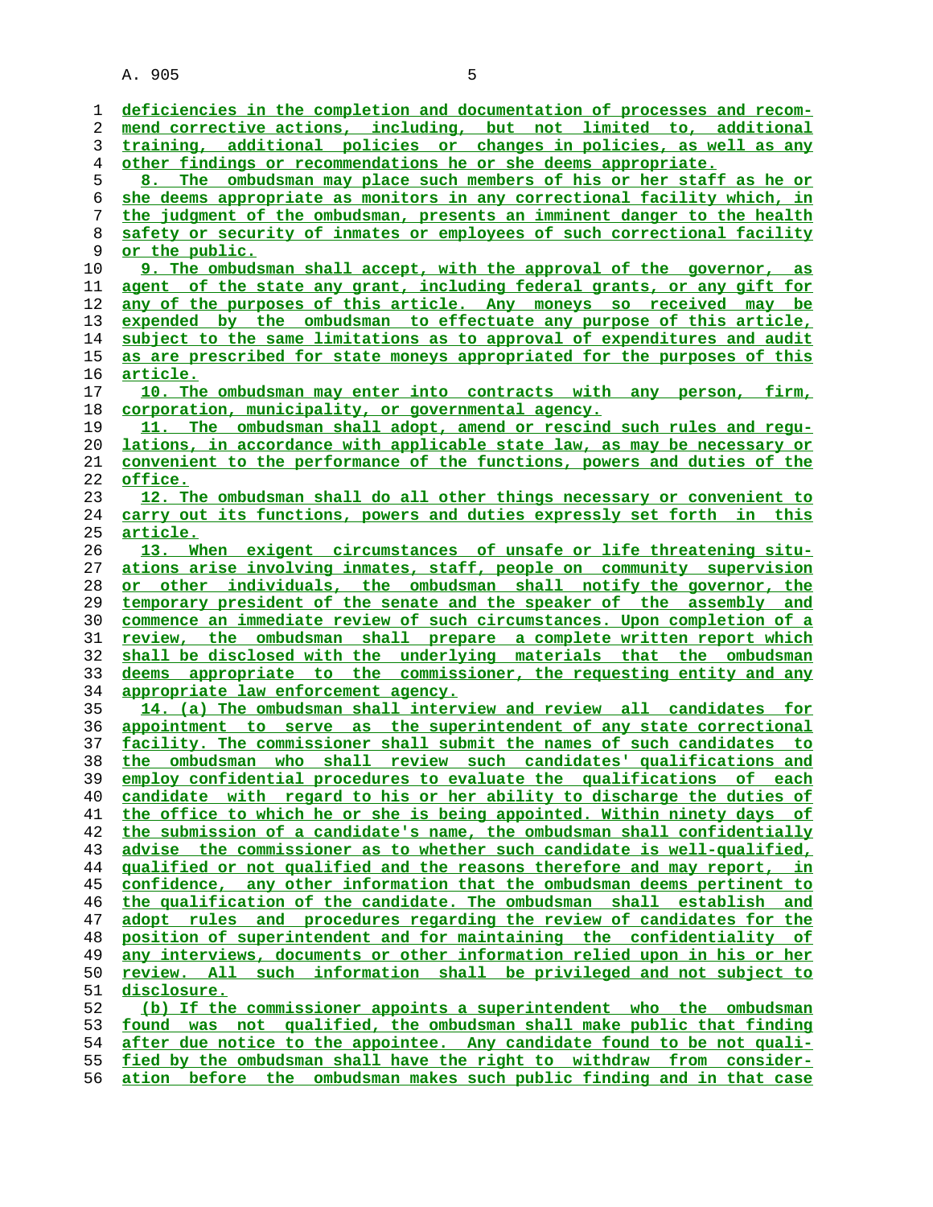deficiencies in the completion and documentation of processes and recommend corrective actions, including, but not limited to, additional training, additional policies or changes in policies, as well as any other findings or recommendations he or she deems appropriate.

8. The ombudsman may place such members of his or her staff as he or she deems appropriate as monitors in any correctional facility which, in the judgment of the ombudsman, presents an imminent danger to the health safety or security of inmates or employees of such correctional facility or the public.

9. The ombudsman shall accept, with the approval of the governor, as agent of the state any grant, including federal grants, or any gift for any of the purposes of this article. Any moneys so received may be expended by the ombudsman to effectuate any purpose of this article, subject to the same limitations as to approval of expenditures and audit as are prescribed for state moneys appropriated for the purposes of this article.

10. The ombudsman may enter into contracts with any person, firm, corporation, municipality, or governmental agency.

11. The ombudsman shall adopt, amend or rescind such rules and regulations, in accordance with applicable state law, as may be necessary or convenient to the performance of the functions, powers and duties of the office.

12. The ombudsman shall do all other things necessary or convenient to carry out its functions, powers and duties expressly set forth in this article.

13. When exigent circumstances of unsafe or life threatening situations arise involving inmates, staff, people on community supervision or other individuals, the ombudsman shall notify the governor, the temporary president of the senate and the speaker of the assembly and commence an immediate review of such circumstances. Upon completion of a review, the ombudsman shall prepare a complete written report which shall be disclosed with the underlying materials that the ombudsman deems appropriate to the commissioner, the requesting entity and any appropriate law enforcement agency.

14. (a) The ombudsman shall interview and review all candidates for appointment to serve as the superintendent of any state correctional facility. The commissioner shall submit the names of such candidates to the ombudsman who shall review such candidates' qualifications and employ confidential procedures to evaluate the qualifications of each candidate with regard to his or her ability to discharge the duties of the office to which he or she is being appointed. Within ninety days of the submission of a candidate's name, the ombudsman shall confidentially advise the commissioner as to whether such candidate is well-qualified, qualified or not qualified and the reasons therefore and may report, in confidence, any other information that the ombudsman deems pertinent to the qualification of the candidate. The ombudsman shall establish and adopt rules and procedures regarding the review of candidates for the position of superintendent and for maintaining the confidentiality of any interviews, documents or other information relied upon in his or her review. All such information shall be privileged and not subject to disclosure.

(b) If the commissioner appoints a superintendent who the ombudsman found was not qualified, the ombudsman shall make public that finding after due notice to the appointee. Any candidate found to be not qualified by the ombudsman shall have the right to withdraw from consideration before the ombudsman makes such public finding and in that case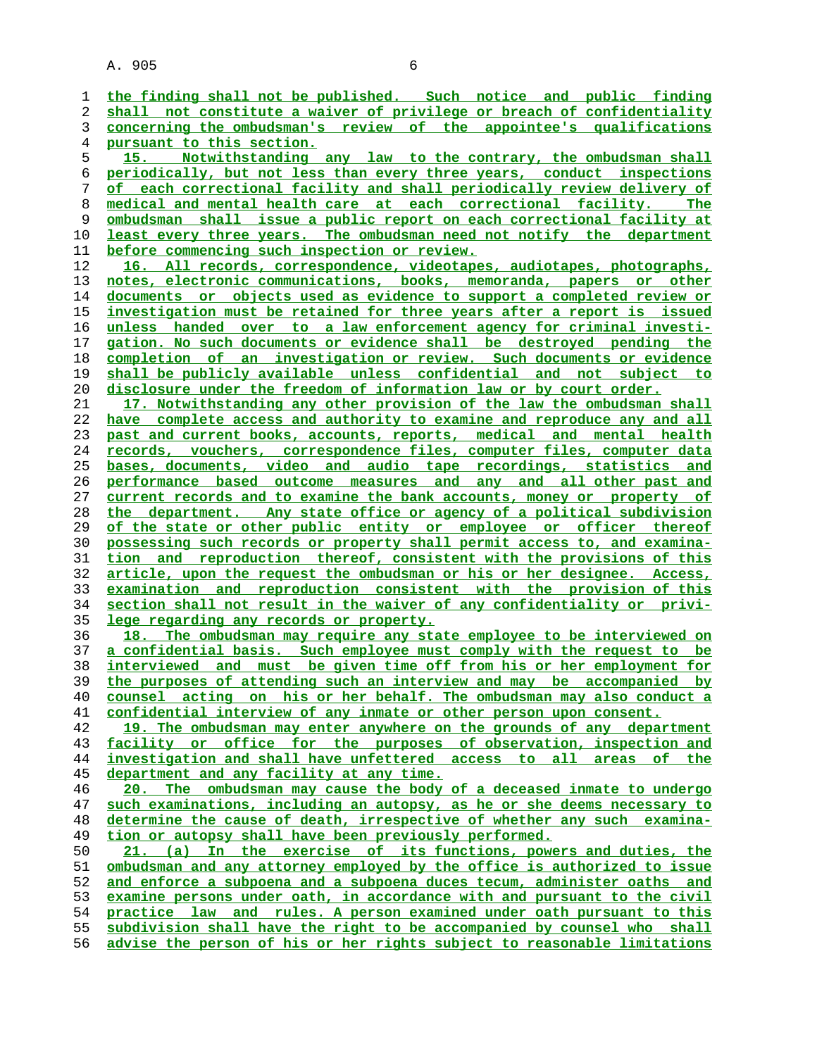the finding shall not be published. Such notice and public finding shall not constitute a waiver of privilege or breach of confidentiality concerning the ombudsman's review of the appointee's qualifications pursuant to this section.

15. Notwithstanding any law to the contrary, the ombudsman shall periodically, but not less than every three years, conduct inspections of each correctional facility and shall periodically review delivery of medical and mental health care at each correctional facility. The ombudsman shall issue a public report on each correctional facility at least every three years. The ombudsman need not notify the department before commencing such inspection or review.

16. All records, correspondence, videotapes, audiotapes, photographs, notes, electronic communications, books, memoranda, papers or other documents or objects used as evidence to support a completed review or investigation must be retained for three years after a report is issued unless handed over to a law enforcement agency for criminal investigation. No such documents or evidence shall be destroyed pending the completion of an investigation or review. Such documents or evidence shall be publicly available unless confidential and not subject to disclosure under the freedom of information law or by court order.

17. Notwithstanding any other provision of the law the ombudsman shall have complete access and authority to examine and reproduce any and all past and current books, accounts, reports, medical and mental health records, vouchers, correspondence files, computer files, computer data bases, documents, video and audio tape recordings, statistics and performance based outcome measures and any and all other past and current records and to examine the bank accounts, money or property of the department. Any state office or agency of a political subdivision of the state or other public entity or employee or officer thereof possessing such records or property shall permit access to, and examination and reproduction thereof, consistent with the provisions of this article, upon the request the ombudsman or his or her designee. Access, examination and reproduction consistent with the provision of this section shall not result in the waiver of any confidentiality or privilege regarding any records or property.

18. The ombudsman may require any state employee to be interviewed on a confidential basis. Such employee must comply with the request to be interviewed and must be given time off from his or her employment for the purposes of attending such an interview and may be accompanied by counsel acting on his or her behalf. The ombudsman may also conduct a confidential interview of any inmate or other person upon consent.

19. The ombudsman may enter anywhere on the grounds of any department facility or office for the purposes of observation, inspection and investigation and shall have unfettered access to all areas of the department and any facility at any time.

20. The ombudsman may cause the body of a deceased inmate to undergo such examinations, including an autopsy, as he or she deems necessary to determine the cause of death, irrespective of whether any such examination or autopsy shall have been previously performed.

21. (a) In the exercise of its functions, powers and duties, the ombudsman and any attorney employed by the office is authorized to issue and enforce a subpoena and a subpoena duces tecum, administer oaths and examine persons under oath, in accordance with and pursuant to the civil practice law and rules. A person examined under oath pursuant to this subdivision shall have the right to be accompanied by counsel who shall advise the person of his or her rights subject to reasonable limitations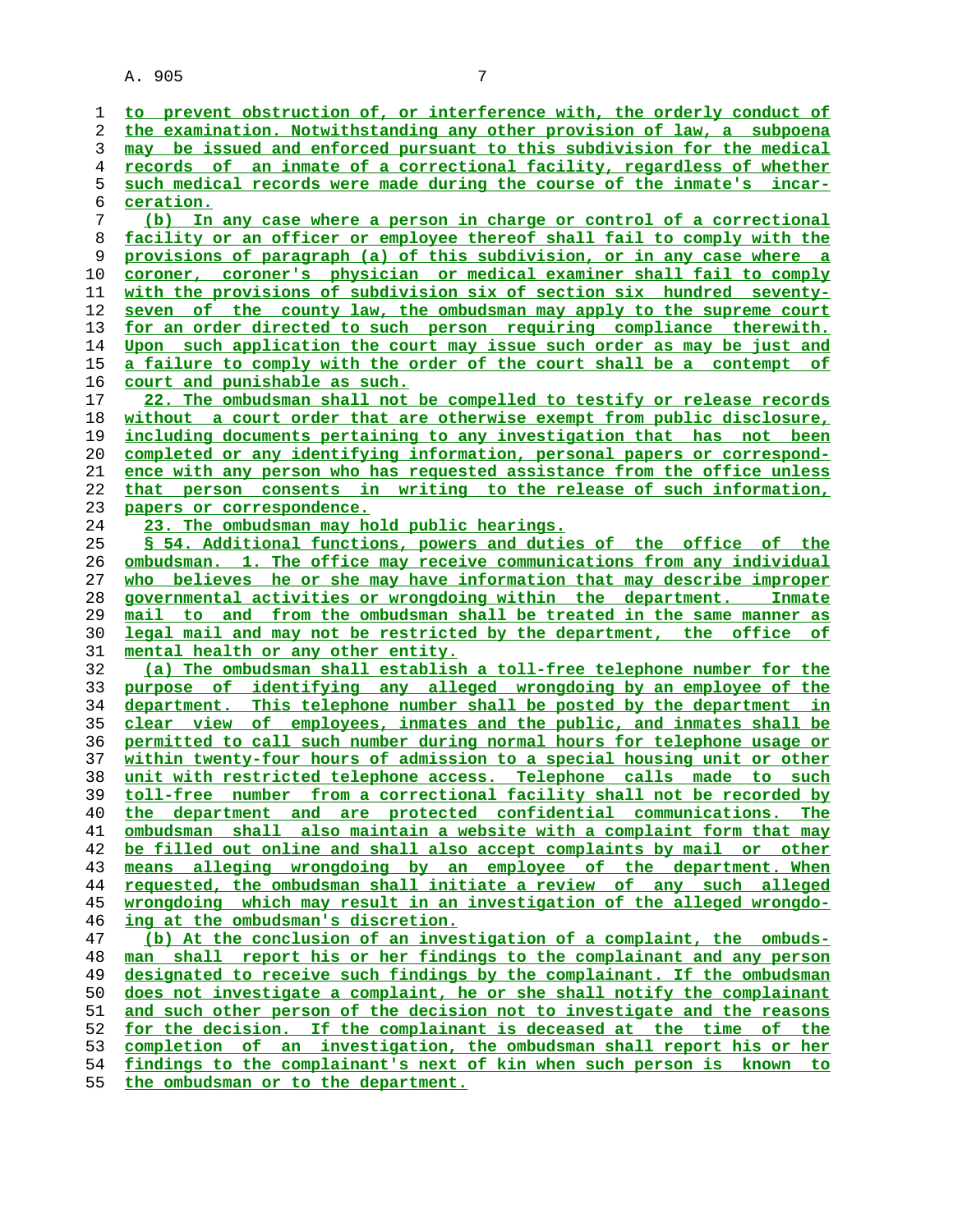to prevent obstruction of, or interference with, the orderly conduct of the examination. Notwithstanding any other provision of law, a subpoena may be issued and enforced pursuant to this subdivision for the medical records of an inmate of a correctional facility, regardless of whether such medical records were made during the course of the inmate's incarceration.

(b) In any case where a person in charge or control of a correctional facility or an officer or employee thereof shall fail to comply with the provisions of paragraph (a) of this subdivision, or in any case where a coroner, coroner's physician or medical examiner shall fail to comply with the provisions of subdivision six of section six hundred seventy-seven of the county law, the ombudsman may apply to the supreme court for an order directed to such person requiring compliance therewith. Upon such application the court may issue such order as may be just and a failure to comply with the order of the court shall be a contempt of court and punishable as such.

22. The ombudsman shall not be compelled to testify or release records without a court order that are otherwise exempt from public disclosure, including documents pertaining to any investigation that has not been completed or any identifying information, personal papers or correspondence with any person who has requested assistance from the office unless that person consents in writing to the release of such information, papers or correspondence.

23. The ombudsman may hold public hearings.

§ 54. Additional functions, powers and duties of the office of the ombudsman. 1. The office may receive communications from any individual who believes he or she may have information that may describe improper governmental activities or wrongdoing within the department. Inmate mail to and from the ombudsman shall be treated in the same manner as legal mail and may not be restricted by the department, the office of mental health or any other entity.

(a) The ombudsman shall establish a toll-free telephone number for the purpose of identifying any alleged wrongdoing by an employee of the department. This telephone number shall be posted by the department in clear view of employees, inmates and the public, and inmates shall be permitted to call such number during normal hours for telephone usage or within twenty-four hours of admission to a special housing unit or other unit with restricted telephone access. Telephone calls made to such toll-free number from a correctional facility shall not be recorded by the department and are protected confidential communications. The ombudsman shall also maintain a website with a complaint form that may be filled out online and shall also accept complaints by mail or other means alleging wrongdoing by an employee of the department. When requested, the ombudsman shall initiate a review of any such alleged wrongdoing which may result in an investigation of the alleged wrongdoing at the ombudsman's discretion.

(b) At the conclusion of an investigation of a complaint, the ombudsman shall report his or her findings to the complainant and any person designated to receive such findings by the complainant. If the ombudsman does not investigate a complaint, he or she shall notify the complainant and such other person of the decision not to investigate and the reasons for the decision. If the complainant is deceased at the time of the completion of an investigation, the ombudsman shall report his or her findings to the complainant's next of kin when such person is known to the ombudsman or to the department.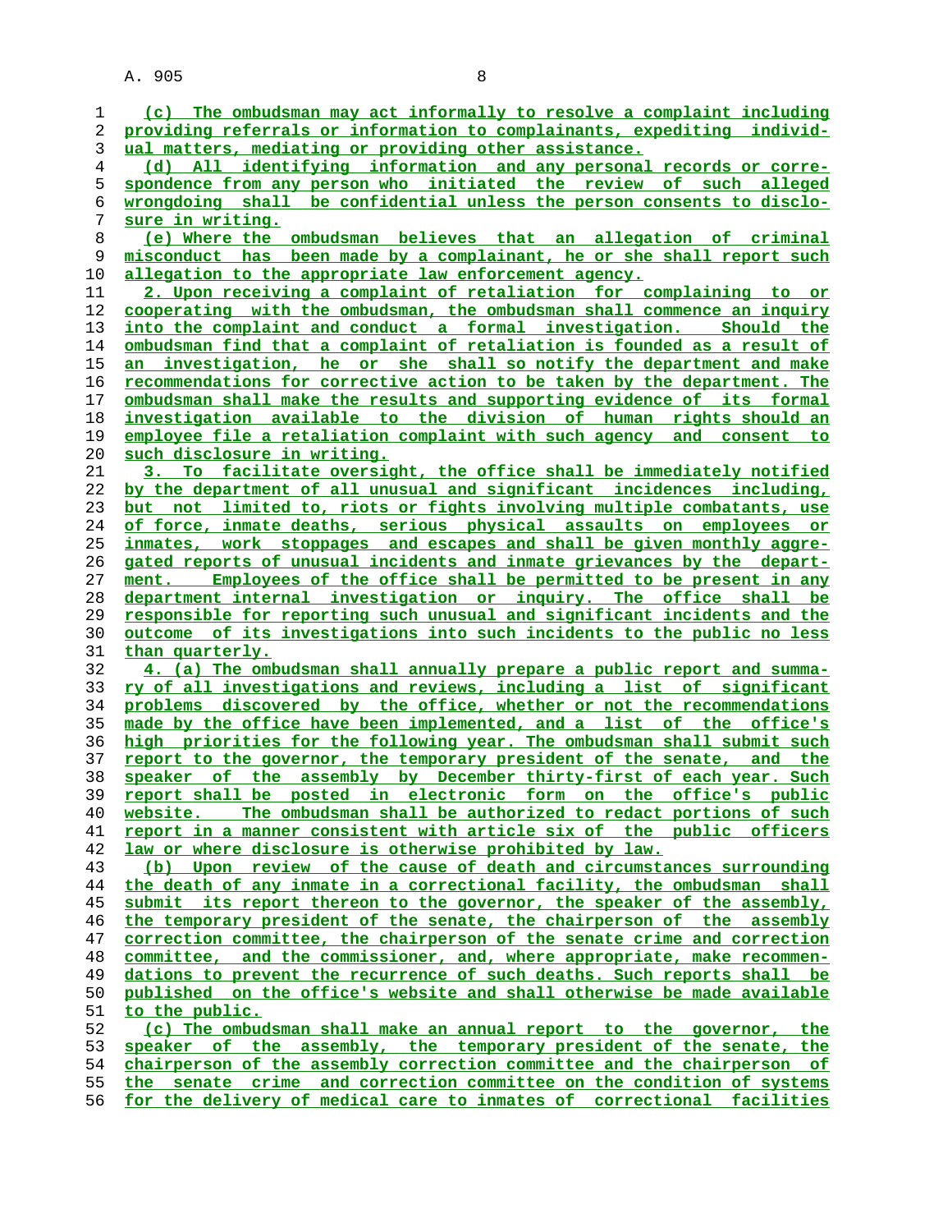(c) The ombudsman may act informally to resolve a complaint including providing referrals or information to complainants, expediting individual matters, mediating or providing other assistance.

(d) All identifying information and any personal records or correspondence from any person who initiated the review of such alleged wrongdoing shall be confidential unless the person consents to disclosure in writing.

(e) Where the ombudsman believes that an allegation of criminal misconduct has been made by a complainant, he or she shall report such allegation to the appropriate law enforcement agency.

2. Upon receiving a complaint of retaliation for complaining to or cooperating with the ombudsman, the ombudsman shall commence an inquiry into the complaint and conduct a formal investigation. Should the ombudsman find that a complaint of retaliation is founded as a result of an investigation, he or she shall so notify the department and make recommendations for corrective action to be taken by the department. The ombudsman shall make the results and supporting evidence of its formal investigation available to the division of human rights should an employee file a retaliation complaint with such agency and consent to such disclosure in writing.

3. To facilitate oversight, the office shall be immediately notified by the department of all unusual and significant incidences including, but not limited to, riots or fights involving multiple combatants, use of force, inmate deaths, serious physical assaults on employees or inmates, work stoppages and escapes and shall be given monthly aggregated reports of unusual incidents and inmate grievances by the department. Employees of the office shall be permitted to be present in any department internal investigation or inquiry. The office shall be responsible for reporting such unusual and significant incidents and the outcome of its investigations into such incidents to the public no less than quarterly.

4. (a) The ombudsman shall annually prepare a public report and summary of all investigations and reviews, including a list of significant problems discovered by the office, whether or not the recommendations made by the office have been implemented, and a list of the office's high priorities for the following year. The ombudsman shall submit such report to the governor, the temporary president of the senate, and the speaker of the assembly by December thirty-first of each year. Such report shall be posted in electronic form on the office's public website. The ombudsman shall be authorized to redact portions of such report in a manner consistent with article six of the public officers law or where disclosure is otherwise prohibited by law.

(b) Upon review of the cause of death and circumstances surrounding the death of any inmate in a correctional facility, the ombudsman shall submit its report thereon to the governor, the speaker of the assembly, the temporary president of the senate, the chairperson of the assembly correction committee, the chairperson of the senate crime and correction committee, and the commissioner, and, where appropriate, make recommendations to prevent the recurrence of such deaths. Such reports shall be published on the office's website and shall otherwise be made available to the public.

(c) The ombudsman shall make an annual report to the governor, the speaker of the assembly, the temporary president of the senate, the chairperson of the assembly correction committee and the chairperson of the senate crime and correction committee on the condition of systems for the delivery of medical care to inmates of correctional facilities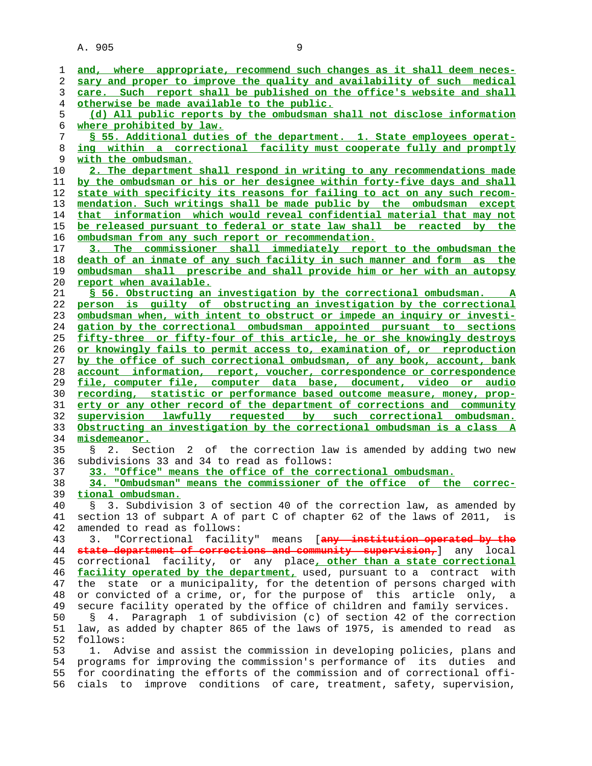and, where appropriate, recommend such changes as it shall deem necessary and proper to improve the quality and availability of such medical care. Such report shall be published on the office's website and shall otherwise be made available to the public.

(d) All public reports by the ombudsman shall not disclose information where prohibited by law.

§ 55. Additional duties of the department. 1. State employees operating within a correctional facility must cooperate fully and promptly with the ombudsman.

2. The department shall respond in writing to any recommendations made by the ombudsman or his or her designee within forty-five days and shall state with specificity its reasons for failing to act on any such recommendation. Such writings shall be made public by the ombudsman except that information which would reveal confidential material that may not be released pursuant to federal or state law shall be reacted by the ombudsman from any such report or recommendation.

3. The commissioner shall immediately report to the ombudsman the death of an inmate of any such facility in such manner and form as the ombudsman shall prescribe and shall provide him or her with an autopsy report when available.

§ 56. Obstructing an investigation by the correctional ombudsman. A person is guilty of obstructing an investigation by the correctional ombudsman when, with intent to obstruct or impede an inquiry or investigation by the correctional ombudsman appointed pursuant to sections fifty-three or fifty-four of this article, he or she knowingly destroys or knowingly fails to permit access to, examination of, or reproduction by the office of such correctional ombudsman, of any book, account, bank account information, report, voucher, correspondence or correspondence file, computer file, computer data base, document, video or audio recording, statistic or performance based outcome measure, money, property or any other record of the department of corrections and community supervision lawfully requested by such correctional ombudsman. Obstructing an investigation by the correctional ombudsman is a class A misdemeanor.

§ 2. Section 2 of the correction law is amended by adding two new subdivisions 33 and 34 to read as follows:

33. "Office" means the office of the correctional ombudsman.

34. "Ombudsman" means the commissioner of the office of the correctional ombudsman.

§ 3. Subdivision 3 of section 40 of the correction law, as amended by section 13 of subpart A of part C of chapter 62 of the laws of 2011, is amended to read as follows:

3. "Correctional facility" means [~~any institution operated by the state department of corrections and community supervision,~~] any local correctional facility, or any place, other than a state correctional facility operated by the department, used, pursuant to a contract with the state or a municipality, for the detention of persons charged with or convicted of a crime, or, for the purpose of this article only, a secure facility operated by the office of children and family services.

§ 4. Paragraph 1 of subdivision (c) of section 42 of the correction law, as added by chapter 865 of the laws of 1975, is amended to read as follows:

1. Advise and assist the commission in developing policies, plans and programs for improving the commission's performance of its duties and for coordinating the efforts of the commission and of correctional officials to improve conditions of care, treatment, safety, supervision,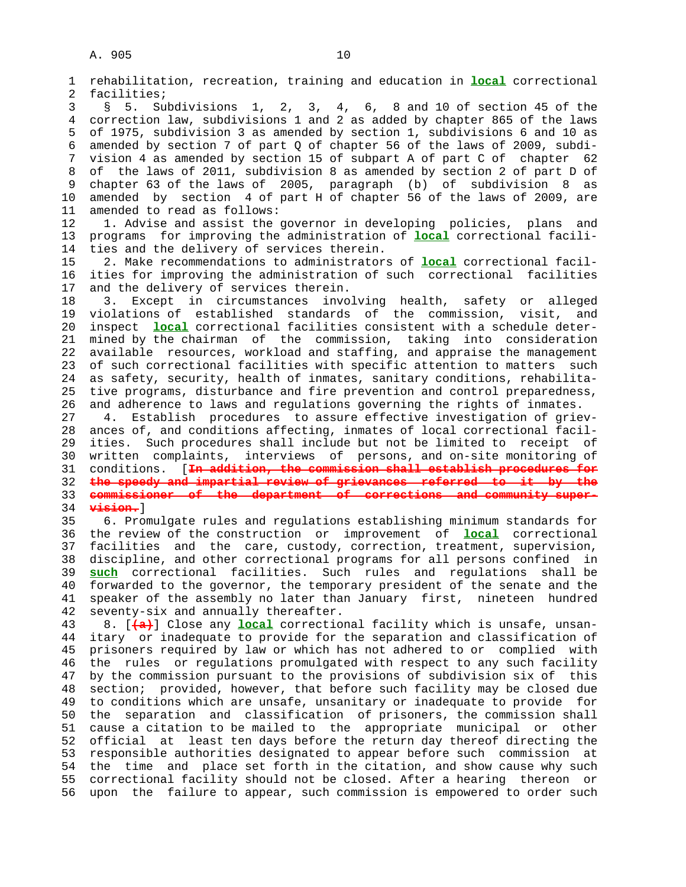rehabilitation, recreation, training and education in **local** correctional facilities;

§ 5. Subdivisions 1, 2, 3, 4, 6, 8 and 10 of section 45 of the correction law, subdivisions 1 and 2 as added by chapter 865 of the laws of 1975, subdivision 3 as amended by section 1, subdivisions 6 and 10 as amended by section 7 of part Q of chapter 56 of the laws of 2009, subdivision 4 as amended by section 15 of subpart A of part C of chapter 62 of the laws of 2011, subdivision 8 as amended by section 2 of part D of chapter 63 of the laws of 2005, paragraph (b) of subdivision 8 as amended by section 4 of part H of chapter 56 of the laws of 2009, are amended to read as follows:

1. Advise and assist the governor in developing policies, plans and programs for improving the administration of **local** correctional facilities and the delivery of services therein.

2. Make recommendations to administrators of **local** correctional facilities for improving the administration of such correctional facilities and the delivery of services therein.

3. Except in circumstances involving health, safety or alleged violations of established standards of the commission, visit, and inspect **local** correctional facilities consistent with a schedule determined by the chairman of the commission, taking into consideration available resources, workload and staffing, and appraise the management of such correctional facilities with specific attention to matters such as safety, security, health of inmates, sanitary conditions, rehabilitative programs, disturbance and fire prevention and control preparedness, and adherence to laws and regulations governing the rights of inmates.

4. Establish procedures to assure effective investigation of grievances of, and conditions affecting, inmates of local correctional facilities. Such procedures shall include but not be limited to receipt of written complaints, interviews of persons, and on-site monitoring of conditions. [~~In addition, the commission shall establish procedures for the speedy and impartial review of grievances referred to it by the commissioner of the department of corrections and community supervision.~~]

6. Promulgate rules and regulations establishing minimum standards for the review of the construction or improvement of **local** correctional facilities and the care, custody, correction, treatment, supervision, discipline, and other correctional programs for all persons confined in **such** correctional facilities. Such rules and regulations shall be forwarded to the governor, the temporary president of the senate and the speaker of the assembly no later than January first, nineteen hundred seventy-six and annually thereafter.

8. [~~(a)~~] Close any **local** correctional facility which is unsafe, unsanitary or inadequate to provide for the separation and classification of prisoners required by law or which has not adhered to or complied with the rules or regulations promulgated with respect to any such facility by the commission pursuant to the provisions of subdivision six of this section; provided, however, that before such facility may be closed due to conditions which are unsafe, unsanitary or inadequate to provide for the separation and classification of prisoners, the commission shall cause a citation to be mailed to the appropriate municipal or other official at least ten days before the return day thereof directing the responsible authorities designated to appear before such commission at the time and place set forth in the citation, and show cause why such correctional facility should not be closed. After a hearing thereon or upon the failure to appear, such commission is empowered to order such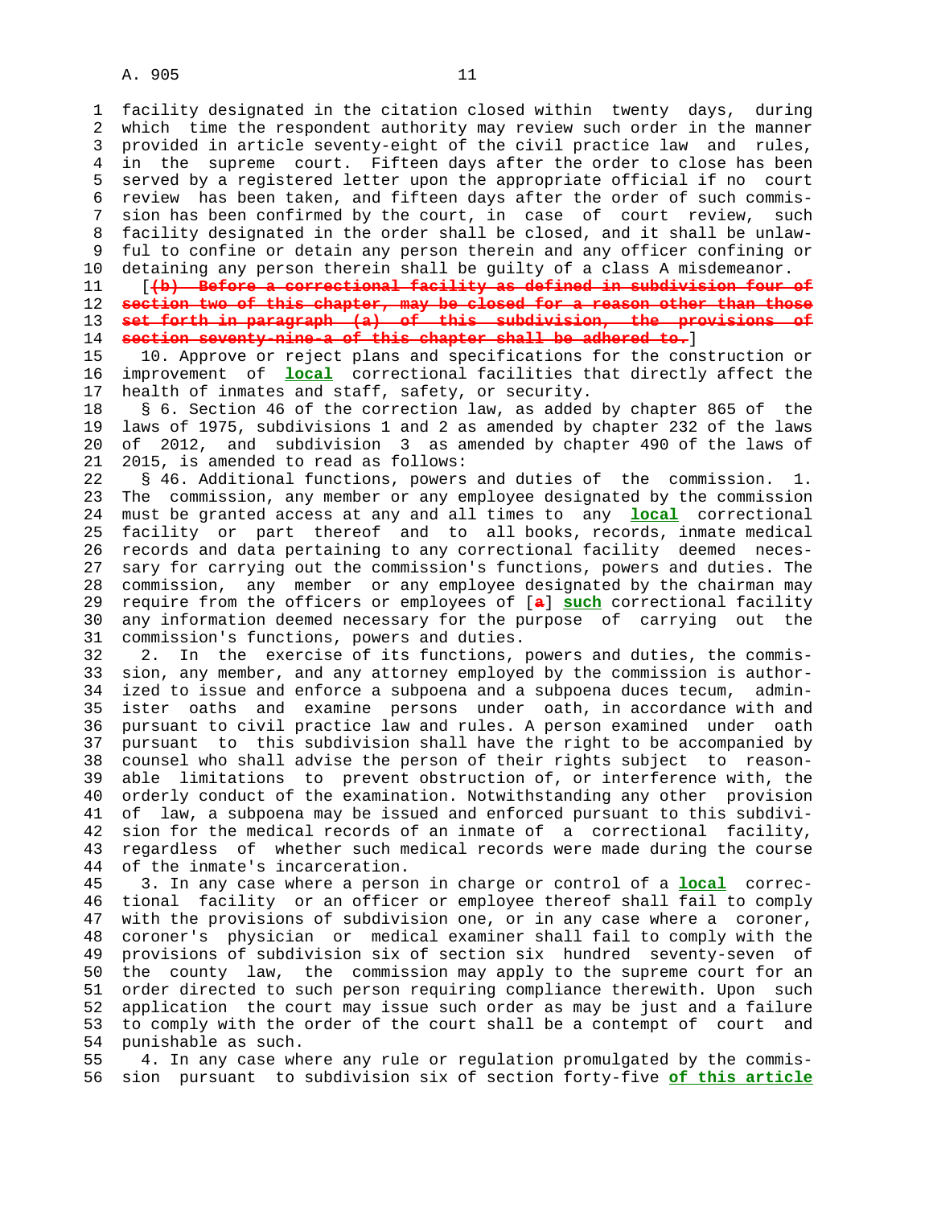facility designated in the citation closed within twenty days, during which time the respondent authority may review such order in the manner provided in article seventy-eight of the civil practice law and rules, in the supreme court. Fifteen days after the order to close has been served by a registered letter upon the appropriate official if no court review has been taken, and fifteen days after the order of such commission has been confirmed by the court, in case of court review, such facility designated in the order shall be closed, and it shall be unlawful to confine or detain any person therein and any officer confining or detaining any person therein shall be guilty of a class A misdemeanor.

[~~(b) Before a correctional facility as defined in subdivision four of section two of this chapter, may be closed for a reason other than those set forth in paragraph (a) of this subdivision, the provisions of section seventy-nine-a of this chapter shall be adhered to.~~]

10. Approve or reject plans and specifications for the construction or improvement of **local** correctional facilities that directly affect the health of inmates and staff, safety, or security.

§ 6. Section 46 of the correction law, as added by chapter 865 of the laws of 1975, subdivisions 1 and 2 as amended by chapter 232 of the laws of 2012, and subdivision 3 as amended by chapter 490 of the laws of 2015, is amended to read as follows:

§ 46. Additional functions, powers and duties of the commission. 1. The commission, any member or any employee designated by the commission must be granted access at any and all times to any **local** correctional facility or part thereof and to all books, records, inmate medical records and data pertaining to any correctional facility deemed necessary for carrying out the commission's functions, powers and duties. The commission, any member or any employee designated by the chairman may require from the officers or employees of [~~a~~] **such** correctional facility any information deemed necessary for the purpose of carrying out the commission's functions, powers and duties.

2. In the exercise of its functions, powers and duties, the commission, any member, and any attorney employed by the commission is authorized to issue and enforce a subpoena and a subpoena duces tecum, administer oaths and examine persons under oath, in accordance with and pursuant to civil practice law and rules. A person examined under oath pursuant to this subdivision shall have the right to be accompanied by counsel who shall advise the person of their rights subject to reasonable limitations to prevent obstruction of, or interference with, the orderly conduct of the examination. Notwithstanding any other provision of law, a subpoena may be issued and enforced pursuant to this subdivision for the medical records of an inmate of a correctional facility, regardless of whether such medical records were made during the course of the inmate's incarceration.

3. In any case where a person in charge or control of a **local** correctional facility or an officer or employee thereof shall fail to comply with the provisions of subdivision one, or in any case where a coroner, coroner's physician or medical examiner shall fail to comply with the provisions of subdivision six of section six hundred seventy-seven of the county law, the commission may apply to the supreme court for an order directed to such person requiring compliance therewith. Upon such application the court may issue such order as may be just and a failure to comply with the order of the court shall be a contempt of court and punishable as such.

4. In any case where any rule or regulation promulgated by the commission pursuant to subdivision six of section forty-five **of this article**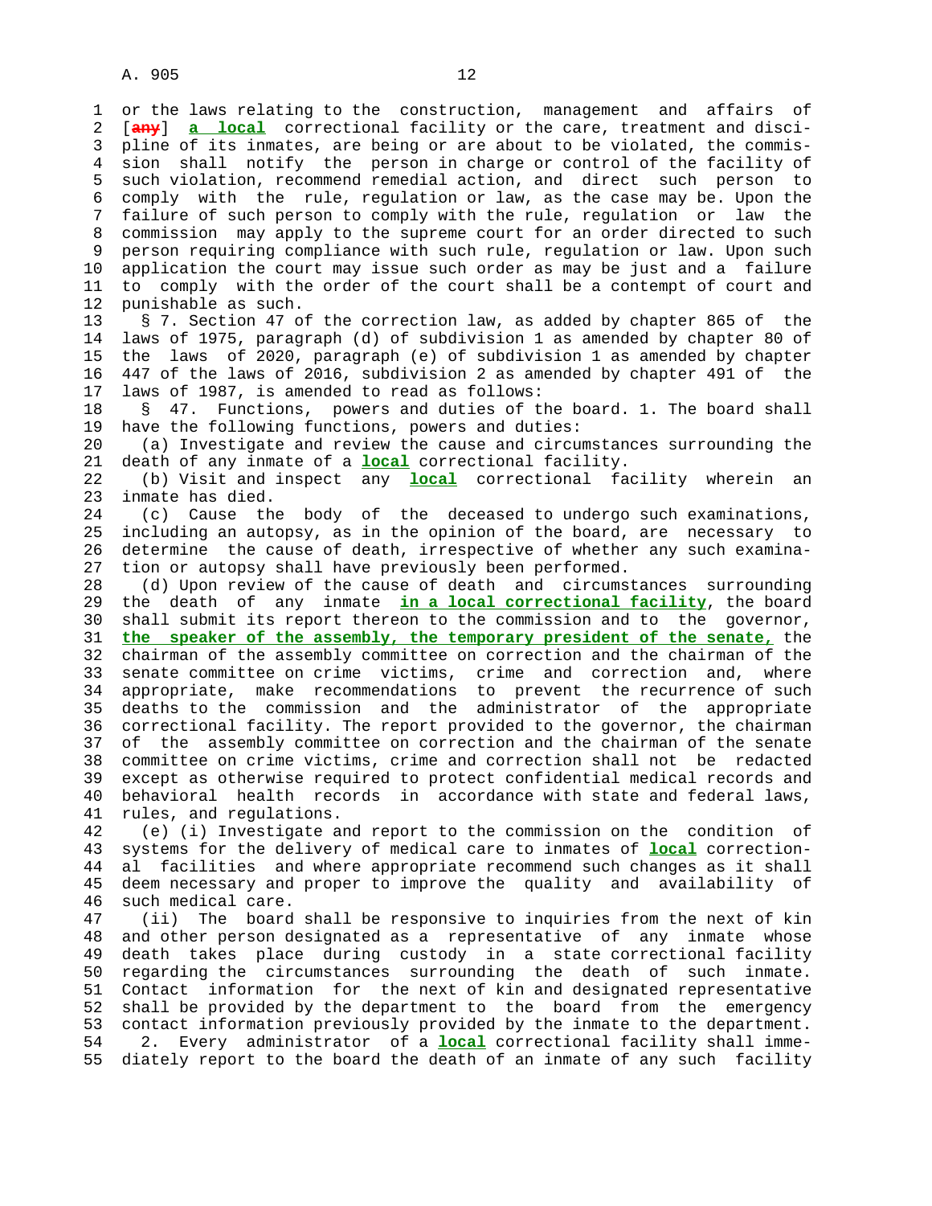or the laws relating to the construction, management and affairs of [~~any~~] **a local** correctional facility or the care, treatment and discipline of its inmates, are being or are about to be violated, the commission shall notify the person in charge or control of the facility of such violation, recommend remedial action, and direct such person to comply with the rule, regulation or law, as the case may be. Upon the failure of such person to comply with the rule, regulation or law the commission may apply to the supreme court for an order directed to such person requiring compliance with such rule, regulation or law. Upon such application the court may issue such order as may be just and a failure to comply with the order of the court shall be a contempt of court and punishable as such.

§ 7. Section 47 of the correction law, as added by chapter 865 of the laws of 1975, paragraph (d) of subdivision 1 as amended by chapter 80 of the laws of 2020, paragraph (e) of subdivision 1 as amended by chapter 447 of the laws of 2016, subdivision 2 as amended by chapter 491 of the laws of 1987, is amended to read as follows:

§ 47. Functions, powers and duties of the board. 1. The board shall have the following functions, powers and duties:

(a) Investigate and review the cause and circumstances surrounding the death of any inmate of a **local** correctional facility.

(b) Visit and inspect any **local** correctional facility wherein an inmate has died.

(c) Cause the body of the deceased to undergo such examinations, including an autopsy, as in the opinion of the board, are necessary to determine the cause of death, irrespective of whether any such examination or autopsy shall have previously been performed.

(d) Upon review of the cause of death and circumstances surrounding the death of any inmate **in a local correctional facility**, the board shall submit its report thereon to the commission and to the governor, **the speaker of the assembly, the temporary president of the senate,** the chairman of the assembly committee on correction and the chairman of the senate committee on crime victims, crime and correction and, where appropriate, make recommendations to prevent the recurrence of such deaths to the commission and the administrator of the appropriate correctional facility. The report provided to the governor, the chairman of the assembly committee on correction and the chairman of the senate committee on crime victims, crime and correction shall not be redacted except as otherwise required to protect confidential medical records and behavioral health records in accordance with state and federal laws, rules, and regulations.

(e) (i) Investigate and report to the commission on the condition of systems for the delivery of medical care to inmates of **local** correctional facilities and where appropriate recommend such changes as it shall deem necessary and proper to improve the quality and availability of such medical care.

(ii) The board shall be responsive to inquiries from the next of kin and other person designated as a representative of any inmate whose death takes place during custody in a state correctional facility regarding the circumstances surrounding the death of such inmate. Contact information for the next of kin and designated representative shall be provided by the department to the board from the emergency contact information previously provided by the inmate to the department.

2. Every administrator of a **local** correctional facility shall immediately report to the board the death of an inmate of any such facility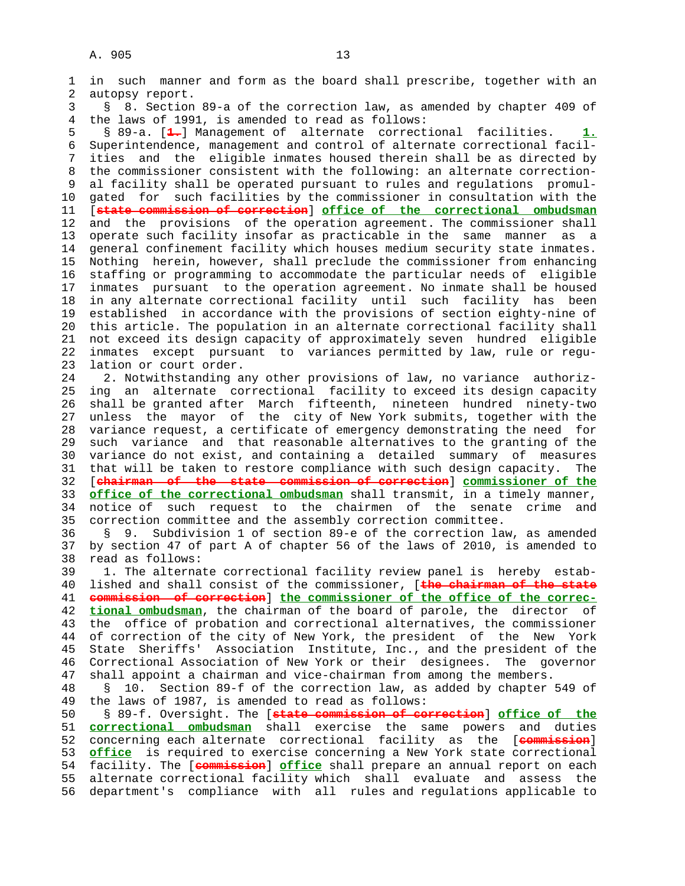in such manner and form as the board shall prescribe, together with an autopsy report.

§ 8. Section 89-a of the correction law, as amended by chapter 409 of the laws of 1991, is amended to read as follows:

§ 89-a. [~~1.~~] Management of alternate correctional facilities. **1.** Superintendence, management and control of alternate correctional facilities and the eligible inmates housed therein shall be as directed by the commissioner consistent with the following: an alternate correctional facility shall be operated pursuant to rules and regulations promulgated for such facilities by the commissioner in consultation with the [~~state commission of correction~~] **office of the correctional ombudsman** and the provisions of the operation agreement. The commissioner shall operate such facility insofar as practicable in the same manner as a general confinement facility which houses medium security state inmates. Nothing herein, however, shall preclude the commissioner from enhancing staffing or programming to accommodate the particular needs of eligible inmates pursuant to the operation agreement. No inmate shall be housed in any alternate correctional facility until such facility has been established in accordance with the provisions of section eighty-nine of this article. The population in an alternate correctional facility shall not exceed its design capacity of approximately seven hundred eligible inmates except pursuant to variances permitted by law, rule or regulation or court order.

2. Notwithstanding any other provisions of law, no variance authorizing an alternate correctional facility to exceed its design capacity shall be granted after March fifteenth, nineteen hundred ninety-two unless the mayor of the city of New York submits, together with the variance request, a certificate of emergency demonstrating the need for such variance and that reasonable alternatives to the granting of the variance do not exist, and containing a detailed summary of measures that will be taken to restore compliance with such design capacity. The [~~chairman of the state commission of correction~~] **commissioner of the office of the correctional ombudsman** shall transmit, in a timely manner, notice of such request to the chairmen of the senate crime and correction committee and the assembly correction committee.

§ 9. Subdivision 1 of section 89-e of the correction law, as amended by section 47 of part A of chapter 56 of the laws of 2010, is amended to read as follows:

1. The alternate correctional facility review panel is hereby established and shall consist of the commissioner, [~~the chairman of the state commission of correction~~] **the commissioner of the office of the correctional ombudsman**, the chairman of the board of parole, the director of the office of probation and correctional alternatives, the commissioner of correction of the city of New York, the president of the New York State Sheriffs' Association Institute, Inc., and the president of the Correctional Association of New York or their designees. The governor shall appoint a chairman and vice-chairman from among the members.

§ 10. Section 89-f of the correction law, as added by chapter 549 of the laws of 1987, is amended to read as follows:

§ 89-f. Oversight. The [~~state commission of correction~~] **office of the correctional ombudsman** shall exercise the same powers and duties concerning each alternate correctional facility as the [~~commission~~] **office** is required to exercise concerning a New York state correctional facility. The [~~commission~~] **office** shall prepare an annual report on each alternate correctional facility which shall evaluate and assess the department's compliance with all rules and regulations applicable to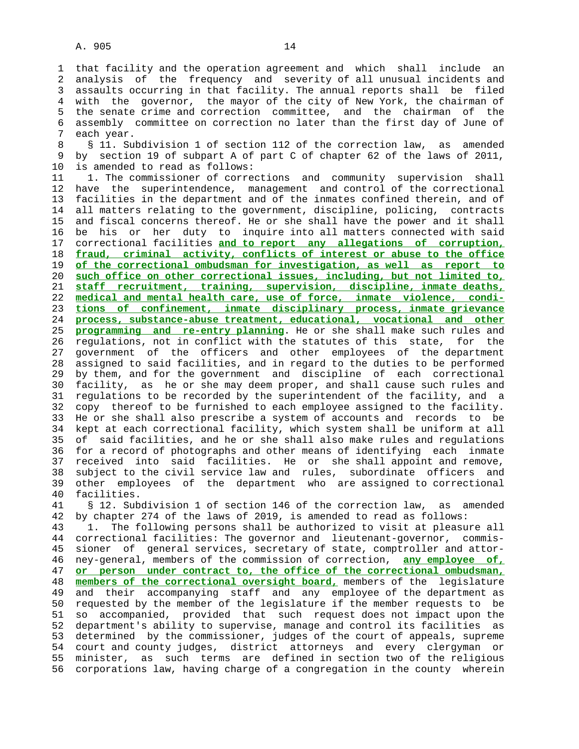that facility and the operation agreement and which shall include an analysis of the frequency and severity of all unusual incidents and assaults occurring in that facility. The annual reports shall be filed with the governor, the mayor of the city of New York, the chairman of the senate crime and correction committee, and the chairman of the assembly committee on correction no later than the first day of June of each year.

§ 11. Subdivision 1 of section 112 of the correction law, as amended by section 19 of subpart A of part C of chapter 62 of the laws of 2011, is amended to read as follows:

1. The commissioner of corrections and community supervision shall have the superintendence, management and control of the correctional facilities in the department and of the inmates confined therein, and of all matters relating to the government, discipline, policing, contracts and fiscal concerns thereof. He or she shall have the power and it shall be his or her duty to inquire into all matters connected with said correctional facilities **and to report any allegations of corruption, fraud, criminal activity, conflicts of interest or abuse to the office of the correctional ombudsman for investigation, as well as report to such office on other correctional issues, including, but not limited to, staff recruitment, training, supervision, discipline, inmate deaths, medical and mental health care, use of force, inmate violence, conditions of confinement, inmate disciplinary process, inmate grievance process, substance-abuse treatment, educational, vocational and other programming and re-entry planning**. He or she shall make such rules and regulations, not in conflict with the statutes of this state, for the government of the officers and other employees of the department assigned to said facilities, and in regard to the duties to be performed by them, and for the government and discipline of each correctional facility, as he or she may deem proper, and shall cause such rules and regulations to be recorded by the superintendent of the facility, and a copy thereof to be furnished to each employee assigned to the facility. He or she shall also prescribe a system of accounts and records to be kept at each correctional facility, which system shall be uniform at all of said facilities, and he or she shall also make rules and regulations for a record of photographs and other means of identifying each inmate received into said facilities. He or she shall appoint and remove, subject to the civil service law and rules, subordinate officers and other employees of the department who are assigned to correctional facilities.

§ 12. Subdivision 1 of section 146 of the correction law, as amended by chapter 274 of the laws of 2019, is amended to read as follows:

1. The following persons shall be authorized to visit at pleasure all correctional facilities: The governor and lieutenant-governor, commissioner of general services, secretary of state, comptroller and attorney-general, members of the commission of correction, **any employee of, or person under contract to, the office of the correctional ombudsman, members of the correctional oversight board,** members of the legislature and their accompanying staff and any employee of the department as requested by the member of the legislature if the member requests to be so accompanied, provided that such request does not impact upon the department's ability to supervise, manage and control its facilities as determined by the commissioner, judges of the court of appeals, supreme court and county judges, district attorneys and every clergyman or minister, as such terms are defined in section two of the religious corporations law, having charge of a congregation in the county wherein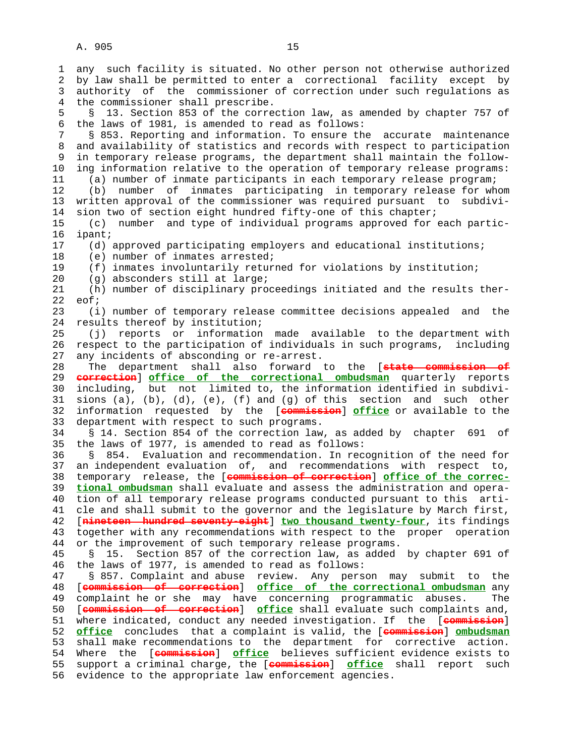any such facility is situated. No other person not otherwise authorized by law shall be permitted to enter a correctional facility except by authority of the commissioner of correction under such regulations as the commissioner shall prescribe.

§ 13. Section 853 of the correction law, as amended by chapter 757 of the laws of 1981, is amended to read as follows:

§ 853. Reporting and information. To ensure the accurate maintenance and availability of statistics and records with respect to participation in temporary release programs, the department shall maintain the following information relative to the operation of temporary release programs:

(a) number of inmate participants in each temporary release program;

(b) number of inmates participating in temporary release for whom written approval of the commissioner was required pursuant to subdivision two of section eight hundred fifty-one of this chapter;

(c) number and type of individual programs approved for each participant;

(d) approved participating employers and educational institutions;

(e) number of inmates arrested;

(f) inmates involuntarily returned for violations by institution;

(g) absconders still at large;

(h) number of disciplinary proceedings initiated and the results thereof;

(i) number of temporary release committee decisions appealed and the results thereof by institution;

(j) reports or information made available to the department with respect to the participation of individuals in such programs, including any incidents of absconding or re-arrest.

The department shall also forward to the [~~state commission of correction~~] **office of the correctional ombudsman** quarterly reports including, but not limited to, the information identified in subdivisions (a), (b), (d), (e), (f) and (g) of this section and such other information requested by the [~~commission~~] **office** or available to the department with respect to such programs.

§ 14. Section 854 of the correction law, as added by chapter 691 of the laws of 1977, is amended to read as follows:

§ 854. Evaluation and recommendation. In recognition of the need for an independent evaluation of, and recommendations with respect to, temporary release, the [~~commission of correction~~] **office of the correctional ombudsman** shall evaluate and assess the administration and operation of all temporary release programs conducted pursuant to this article and shall submit to the governor and the legislature by March first, [~~nineteen hundred seventy-eight~~] **two thousand twenty-four**, its findings together with any recommendations with respect to the proper operation or the improvement of such temporary release programs.

§ 15. Section 857 of the correction law, as added by chapter 691 of the laws of 1977, is amended to read as follows:

§ 857. Complaint and abuse review. Any person may submit to the [~~commission of correction~~] **office of the correctional ombudsman** any complaint he or she may have concerning programmatic abuses. The [~~commission of correction~~] **office** shall evaluate such complaints and, where indicated, conduct any needed investigation. If the [~~commission~~] **office** concludes that a complaint is valid, the [~~commission~~] **ombudsman** shall make recommendations to the department for corrective action. Where the [~~commission~~] **office** believes sufficient evidence exists to support a criminal charge, the [~~commission~~] **office** shall report such evidence to the appropriate law enforcement agencies.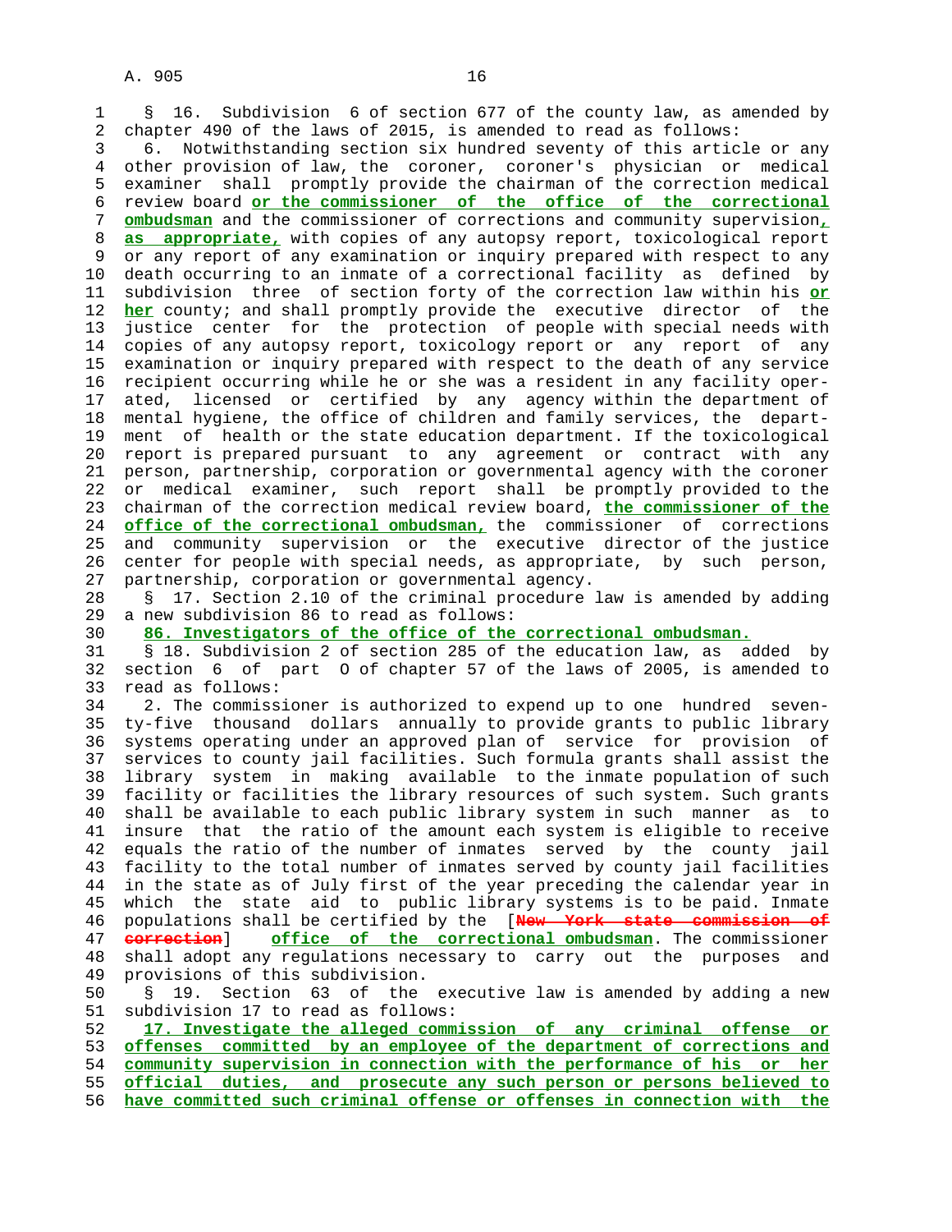§ 16. Subdivision 6 of section 677 of the county law, as amended by chapter 490 of the laws of 2015, is amended to read as follows:

6. Notwithstanding section six hundred seventy of this article or any other provision of law, the coroner, coroner's physician or medical examiner shall promptly provide the chairman of the correction medical review board **or the commissioner of the office of the correctional ombudsman** and the commissioner of corrections and community supervision**, as appropriate,** with copies of any autopsy report, toxicological report or any report of any examination or inquiry prepared with respect to any death occurring to an inmate of a correctional facility as defined by subdivision three of section forty of the correction law within his **or her** county; and shall promptly provide the executive director of the justice center for the protection of people with special needs with copies of any autopsy report, toxicology report or any report of any examination or inquiry prepared with respect to the death of any service recipient occurring while he or she was a resident in any facility operated, licensed or certified by any agency within the department of mental hygiene, the office of children and family services, the department of health or the state education department. If the toxicological report is prepared pursuant to any agreement or contract with any person, partnership, corporation or governmental agency with the coroner or medical examiner, such report shall be promptly provided to the chairman of the correction medical review board, **the commissioner of the office of the correctional ombudsman,** the commissioner of corrections and community supervision or the executive director of the justice center for people with special needs, as appropriate, by such person, partnership, corporation or governmental agency.

§ 17. Section 2.10 of the criminal procedure law is amended by adding a new subdivision 86 to read as follows:

**86. Investigators of the office of the correctional ombudsman.**

§ 18. Subdivision 2 of section 285 of the education law, as added by section 6 of part O of chapter 57 of the laws of 2005, is amended to read as follows:

2. The commissioner is authorized to expend up to one hundred seventy-five thousand dollars annually to provide grants to public library systems operating under an approved plan of service for provision of services to county jail facilities. Such formula grants shall assist the library system in making available to the inmate population of such facility or facilities the library resources of such system. Such grants shall be available to each public library system in such manner as to insure that the ratio of the amount each system is eligible to receive equals the ratio of the number of inmates served by the county jail facility to the total number of inmates served by county jail facilities in the state as of July first of the year preceding the calendar year in which the state aid to public library systems is to be paid. Inmate populations shall be certified by the [~~New York state commission of correction~~] **office of the correctional ombudsman**. The commissioner shall adopt any regulations necessary to carry out the purposes and provisions of this subdivision.

§ 19. Section 63 of the executive law is amended by adding a new subdivision 17 to read as follows:

**17. Investigate the alleged commission of any criminal offense or offenses committed by an employee of the department of corrections and community supervision in connection with the performance of his or her official duties, and prosecute any such person or persons believed to have committed such criminal offense or offenses in connection with the**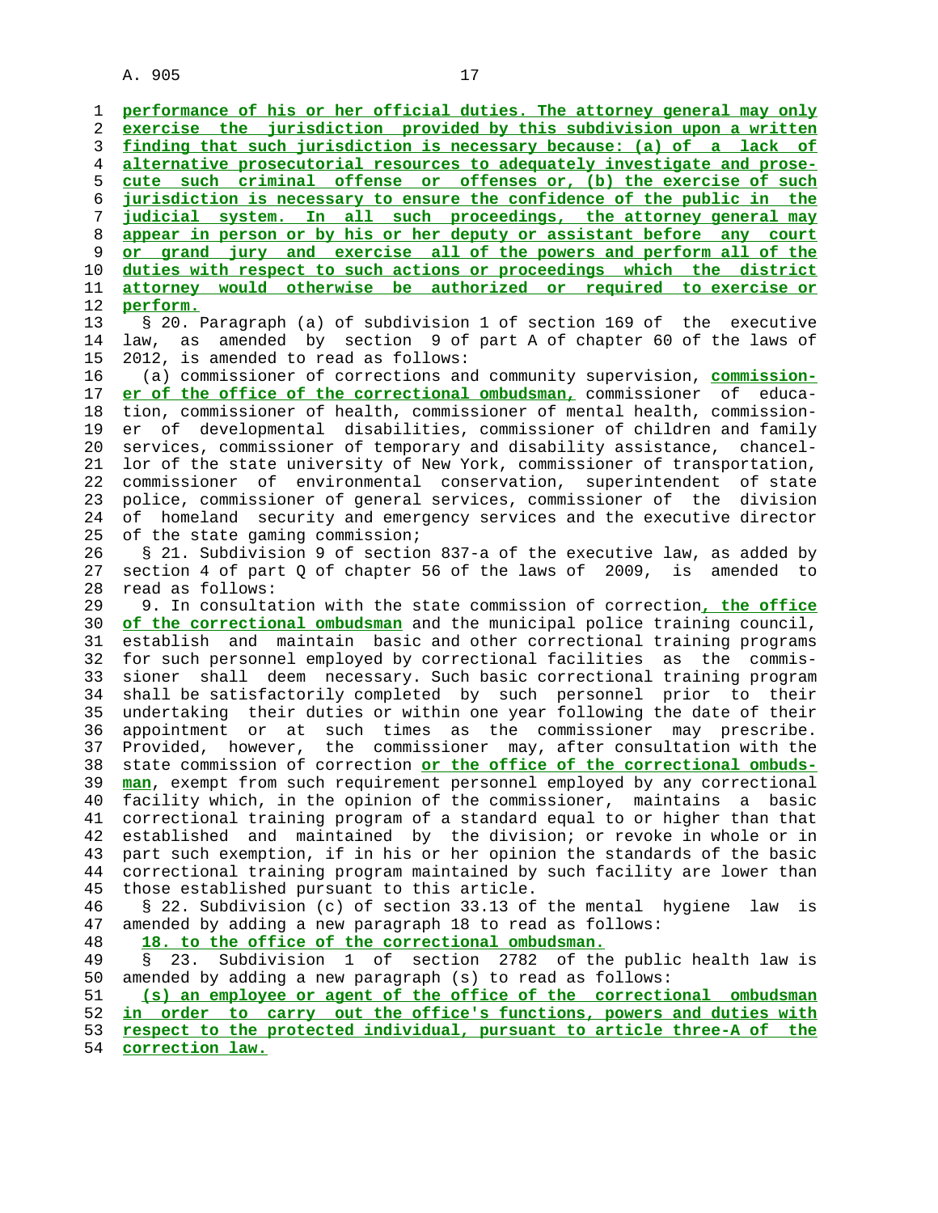performance of his or her official duties. The attorney general may only exercise the jurisdiction provided by this subdivision upon a written finding that such jurisdiction is necessary because: (a) of a lack of alternative prosecutorial resources to adequately investigate and prosecute such criminal offense or offenses or, (b) the exercise of such jurisdiction is necessary to ensure the confidence of the public in the judicial system. In all such proceedings, the attorney general may appear in person or by his or her deputy or assistant before any court or grand jury and exercise all of the powers and perform all of the duties with respect to such actions or proceedings which the district attorney would otherwise be authorized or required to exercise or perform.

§ 20. Paragraph (a) of subdivision 1 of section 169 of the executive law, as amended by section 9 of part A of chapter 60 of the laws of 2012, is amended to read as follows:

(a) commissioner of corrections and community supervision, commissioner of the office of the correctional ombudsman, commissioner of education, commissioner of health, commissioner of mental health, commissioner of developmental disabilities, commissioner of children and family services, commissioner of temporary and disability assistance, chancellor of the state university of New York, commissioner of transportation, commissioner of environmental conservation, superintendent of state police, commissioner of general services, commissioner of the division of homeland security and emergency services and the executive director of the state gaming commission;

§ 21. Subdivision 9 of section 837-a of the executive law, as added by section 4 of part Q of chapter 56 of the laws of 2009, is amended to read as follows:

9. In consultation with the state commission of correction, the office of the correctional ombudsman and the municipal police training council, establish and maintain basic and other correctional training programs for such personnel employed by correctional facilities as the commissioner shall deem necessary. Such basic correctional training program shall be satisfactorily completed by such personnel prior to their undertaking their duties or within one year following the date of their appointment or at such times as the commissioner may prescribe. Provided, however, the commissioner may, after consultation with the state commission of correction or the office of the correctional ombudsman, exempt from such requirement personnel employed by any correctional facility which, in the opinion of the commissioner, maintains a basic correctional training program of a standard equal to or higher than that established and maintained by the division; or revoke in whole or in part such exemption, if in his or her opinion the standards of the basic correctional training program maintained by such facility are lower than those established pursuant to this article.

§ 22. Subdivision (c) of section 33.13 of the mental hygiene law is amended by adding a new paragraph 18 to read as follows:

18. to the office of the correctional ombudsman.

§ 23. Subdivision 1 of section 2782 of the public health law is amended by adding a new paragraph (s) to read as follows:

(s) an employee or agent of the office of the correctional ombudsman in order to carry out the office's functions, powers and duties with respect to the protected individual, pursuant to article three-A of the correction law.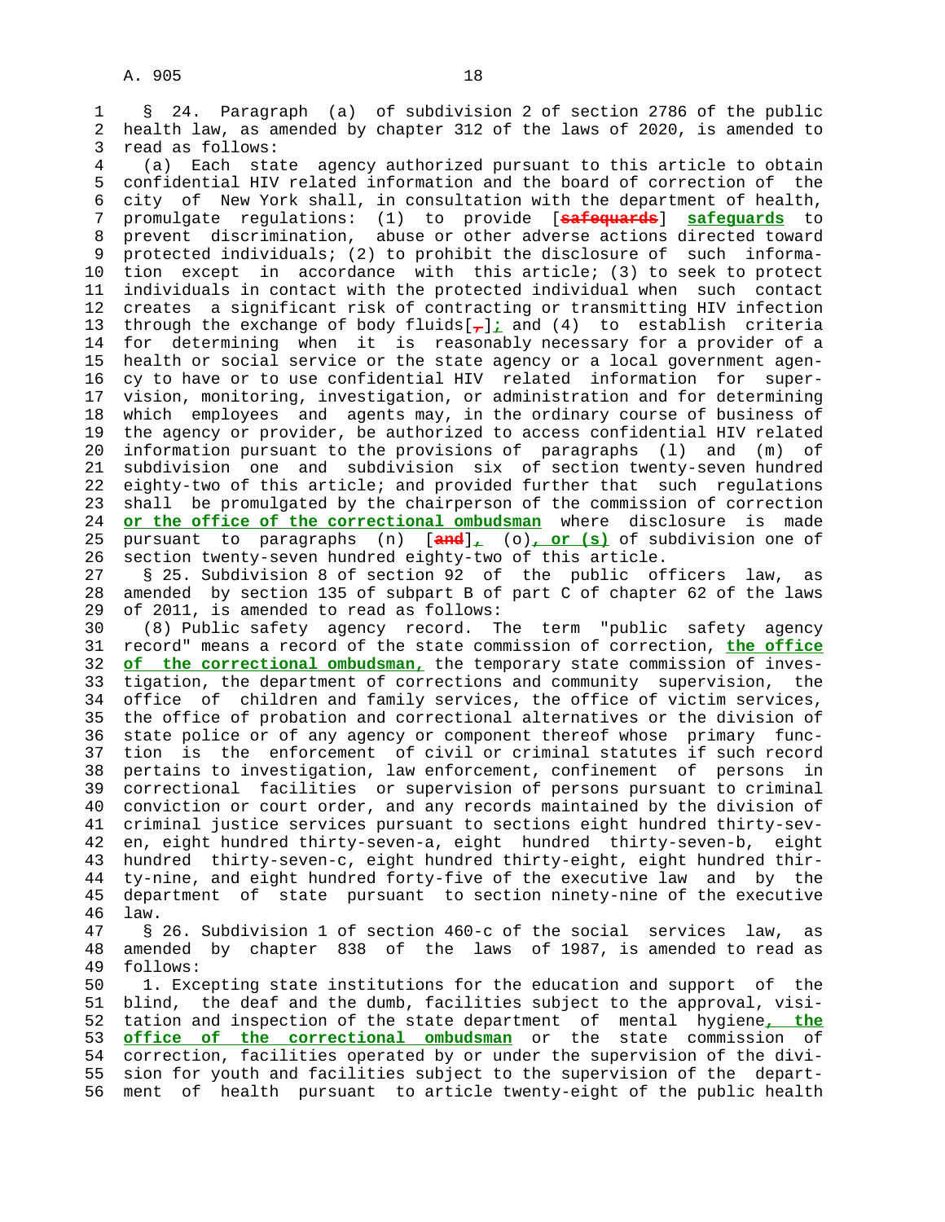§ 24. Paragraph (a) of subdivision 2 of section 2786 of the public health law, as amended by chapter 312 of the laws of 2020, is amended to read as follows:

(a) Each state agency authorized pursuant to this article to obtain confidential HIV related information and the board of correction of the city of New York shall, in consultation with the department of health, promulgate regulations: (1) to provide [~~safequards~~] **safeguards** to prevent discrimination, abuse or other adverse actions directed toward protected individuals; (2) to prohibit the disclosure of such information except in accordance with this article; (3) to seek to protect individuals in contact with the protected individual when such contact creates a significant risk of contracting or transmitting HIV infection through the exchange of body fluids[~~,~~]**;** and (4) to establish criteria for determining when it is reasonably necessary for a provider of a health or social service or the state agency or a local government agency to have or to use confidential HIV related information for supervision, monitoring, investigation, or administration and for determining which employees and agents may, in the ordinary course of business of the agency or provider, be authorized to access confidential HIV related information pursuant to the provisions of paragraphs (l) and (m) of subdivision one and subdivision six of section twenty-seven hundred eighty-two of this article; and provided further that such regulations shall be promulgated by the chairperson of the commission of correction **or the office of the correctional ombudsman** where disclosure is made pursuant to paragraphs (n) [~~and~~]**,** (o)**, or (s)** of subdivision one of section twenty-seven hundred eighty-two of this article.

§ 25. Subdivision 8 of section 92 of the public officers law, as amended by section 135 of subpart B of part C of chapter 62 of the laws of 2011, is amended to read as follows:

(8) Public safety agency record. The term "public safety agency record" means a record of the state commission of correction, **the office of the correctional ombudsman,** the temporary state commission of investigation, the department of corrections and community supervision, the office of children and family services, the office of victim services, the office of probation and correctional alternatives or the division of state police or of any agency or component thereof whose primary function is the enforcement of civil or criminal statutes if such record pertains to investigation, law enforcement, confinement of persons in correctional facilities or supervision of persons pursuant to criminal conviction or court order, and any records maintained by the division of criminal justice services pursuant to sections eight hundred thirty-seven, eight hundred thirty-seven-a, eight hundred thirty-seven-b, eight hundred thirty-seven-c, eight hundred thirty-eight, eight hundred thirty-nine, and eight hundred forty-five of the executive law and by the department of state pursuant to section ninety-nine of the executive law.

§ 26. Subdivision 1 of section 460-c of the social services law, as amended by chapter 838 of the laws of 1987, is amended to read as follows:

1. Excepting state institutions for the education and support of the blind, the deaf and the dumb, facilities subject to the approval, visitation and inspection of the state department of mental hygiene**, the office of the correctional ombudsman** or the state commission of correction, facilities operated by or under the supervision of the division for youth and facilities subject to the supervision of the department of health pursuant to article twenty-eight of the public health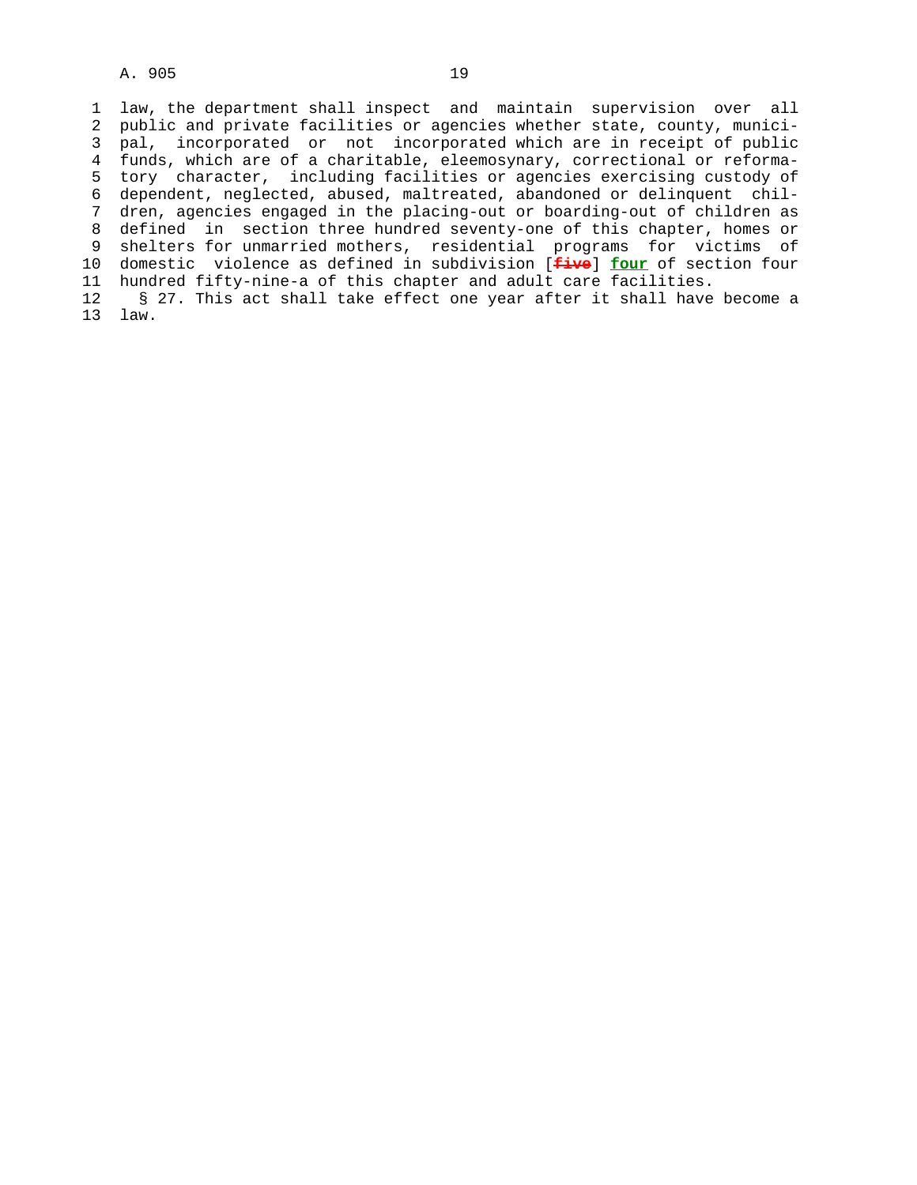law, the department shall inspect and maintain supervision over all public and private facilities or agencies whether state, county, municipal, incorporated or not incorporated which are in receipt of public funds, which are of a charitable, eleemosynary, correctional or reformatory character, including facilities or agencies exercising custody of dependent, neglected, abused, maltreated, abandoned or delinquent children, agencies engaged in the placing-out or boarding-out of children as defined in section three hundred seventy-one of this chapter, homes or shelters for unmarried mothers, residential programs for victims of domestic violence as defined in subdivision [~~five~~] <u>four</u> of section four hundred fifty-nine-a of this chapter and adult care facilities.

§ 27. This act shall take effect one year after it shall have become a law.